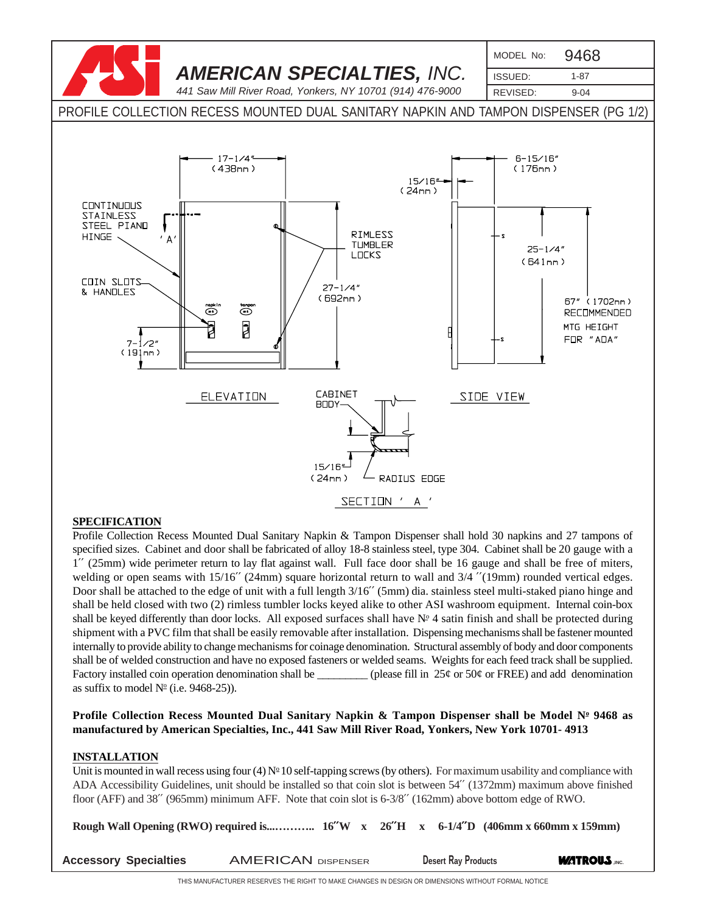# AMERICAN SPECIALTIES, INC.

*441 Saw Mill River Road, Yonkers, NY 10701 (914) 476-9000*

| | |
|---|---|
| MODEL No: | 9468 |
| ISSUED: | 1-87 |
| REVISED: | 9-04 |

## PROFILE COLLECTION RECESS MOUNTED DUAL SANITARY NAPKIN AND TAMPON DISPENSER (PG 1/2)

17-1/4" (438mm)

CONTINUOUS STAINLESS STEEL PIANO HINGE

'A'

COIN SLOTS & HANDLES

napkin

tampon

7-1/2" (191mm)

RIMLESS TUMBLER LOCKS

27-1/4" (692mm)

ELEVATION

15/16" (24mm)

6-15/16" (176mm)

25-1/4" (641mm)

67" (1702mm) RECOMMENDED MTG HEIGHT FOR "ADA"

SIDE VIEW

CABINET BODY

15/16" (24mm)

RADIUS EDGE

SECTION 'A'

### SPECIFICATION

Profile Collection Recess Mounted Dual Sanitary Napkin & Tampon Dispenser shall hold 30 napkins and 27 tampons of specified sizes. Cabinet and door shall be fabricated of alloy 18-8 stainless steel, type 304. Cabinet shall be 20 gauge with a 1´´ (25mm) wide perimeter return to lay flat against wall. Full face door shall be 16 gauge and shall be free of miters, welding or open seams with 15/16´´ (24mm) square horizontal return to wall and 3/4 ´´(19mm) rounded vertical edges. Door shall be attached to the edge of unit with a full length 3/16´´ (5mm) dia. stainless steel multi-staked piano hinge and shall be held closed with two (2) rimless tumbler locks keyed alike to other ASI washroom equipment. Internal coin-box shall be keyed differently than door locks. All exposed surfaces shall have Nº 4 satin finish and shall be protected during shipment with a PVC film that shall be easily removable after installation. Dispensing mechanisms shall be fastener mounted internally to provide ability to change mechanisms for coinage denomination. Structural assembly of body and door components shall be of welded construction and have no exposed fasteners or welded seams. Weights for each feed track shall be supplied. Factory installed coin operation denomination shall be _________ (please fill in 25¢ or 50¢ or FREE) and add denomination as suffix to model Nº (i.e. 9468-25)).

**Profile Collection Recess Mounted Dual Sanitary Napkin & Tampon Dispenser shall be Model Nº 9468 as manufactured by American Specialties, Inc., 441 Saw Mill River Road, Yonkers, New York 10701- 4913**

### INSTALLATION

Unit is mounted in wall recess using four (4) Nº 10 self-tapping screws (by others). For maximum usability and compliance with ADA Accessibility Guidelines, unit should be installed so that coin slot is between 54´´ (1372mm) maximum above finished floor (AFF) and 38´´ (965mm) minimum AFF. Note that coin slot is 6-3/8´´ (162mm) above bottom edge of RWO.

**Rough Wall Opening (RWO) required is....……….. 16´´W x 26´´H x 6-1/4´´D (406mm x 660mm x 159mm)**

Accessory Specialties AMERICAN DISPENSER Desert Ray Products WATROUS INC.

THIS MANUFACTURER RESERVES THE RIGHT TO MAKE CHANGES IN DESIGN OR DIMENSIONS WITHOUT FORMAL NOTICE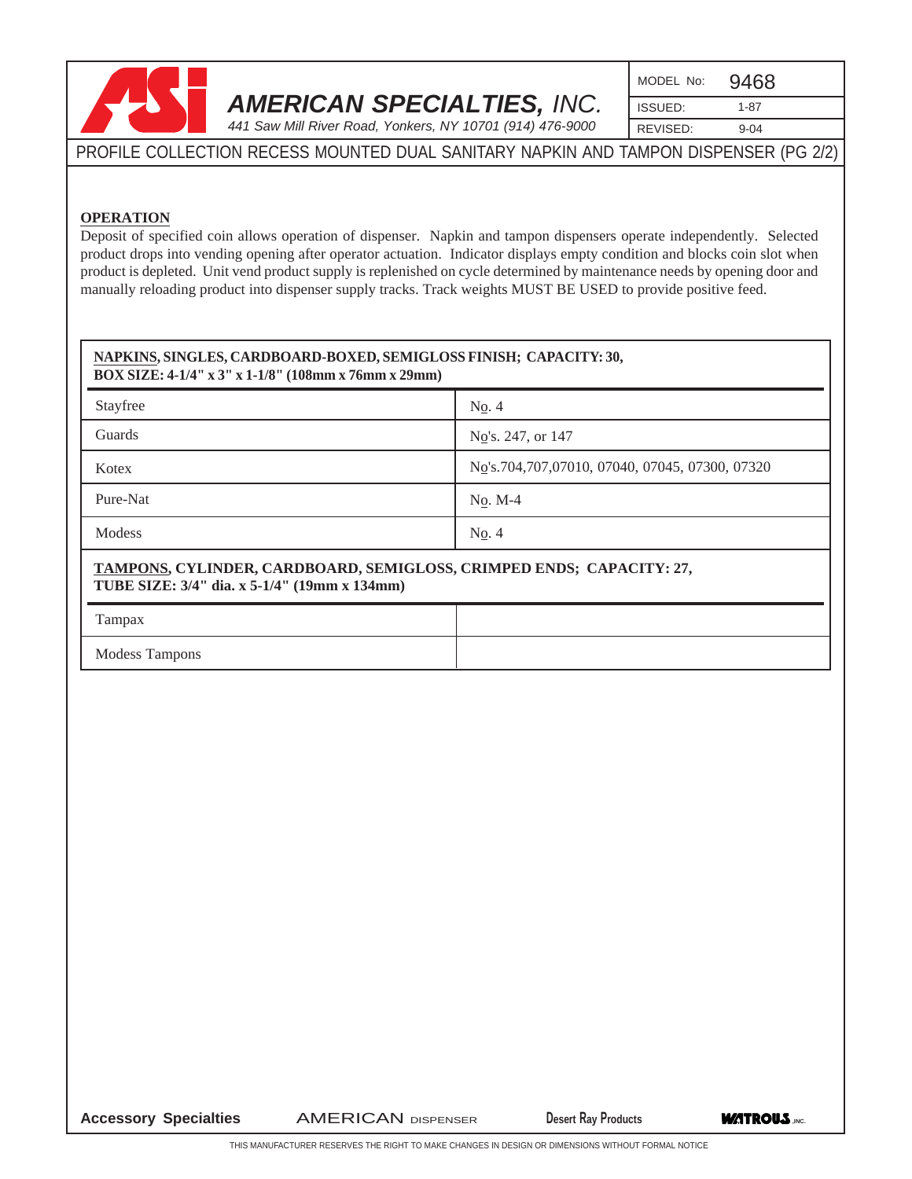# AMERICAN SPECIALTIES, INC.

*441 Saw Mill River Road, Yonkers, NY 10701 (914) 476-9000*

| | |
|---|---|
| MODEL No: | 9468 |
| ISSUED: | 1-87 |
| REVISED: | 9-04 |

PROFILE COLLECTION RECESS MOUNTED DUAL SANITARY NAPKIN AND TAMPON DISPENSER (PG 2/2)

## OPERATION

Deposit of specified coin allows operation of dispenser. Napkin and tampon dispensers operate independently. Selected product drops into vending opening after operator actuation. Indicator displays empty condition and blocks coin slot when product is depleted. Unit vend product supply is replenished on cycle determined by maintenance needs by opening door and manually reloading product into dispenser supply tracks. Track weights MUST BE USED to provide positive feed.

| **NAPKINS, SINGLES, CARDBOARD-BOXED, SEMIGLOSS FINISH; CAPACITY: 30, BOX SIZE: 4-1/4" x 3" x 1-1/8" (108mm x 76mm x 29mm)** | |
|---|---|
| Stayfree | No. 4 |
| Guards | No's. 247, or 147 |
| Kotex | No's.704,707,07010, 07040, 07045, 07300, 07320 |
| Pure-Nat | No. M-4 |
| Modess | No. 4 |
| **TAMPONS, CYLINDER, CARDBOARD, SEMIGLOSS, CRIMPED ENDS; CAPACITY: 27, TUBE SIZE: 3/4" dia. x 5-1/4" (19mm x 134mm)** | |
| Tampax | |
| Modess Tampons | |

Accessory Specialties | AMERICAN DISPENSER | Desert Ray Products | WATROUS, INC.

THIS MANUFACTURER RESERVES THE RIGHT TO MAKE CHANGES IN DESIGN OR DIMENSIONS WITHOUT FORMAL NOTICE